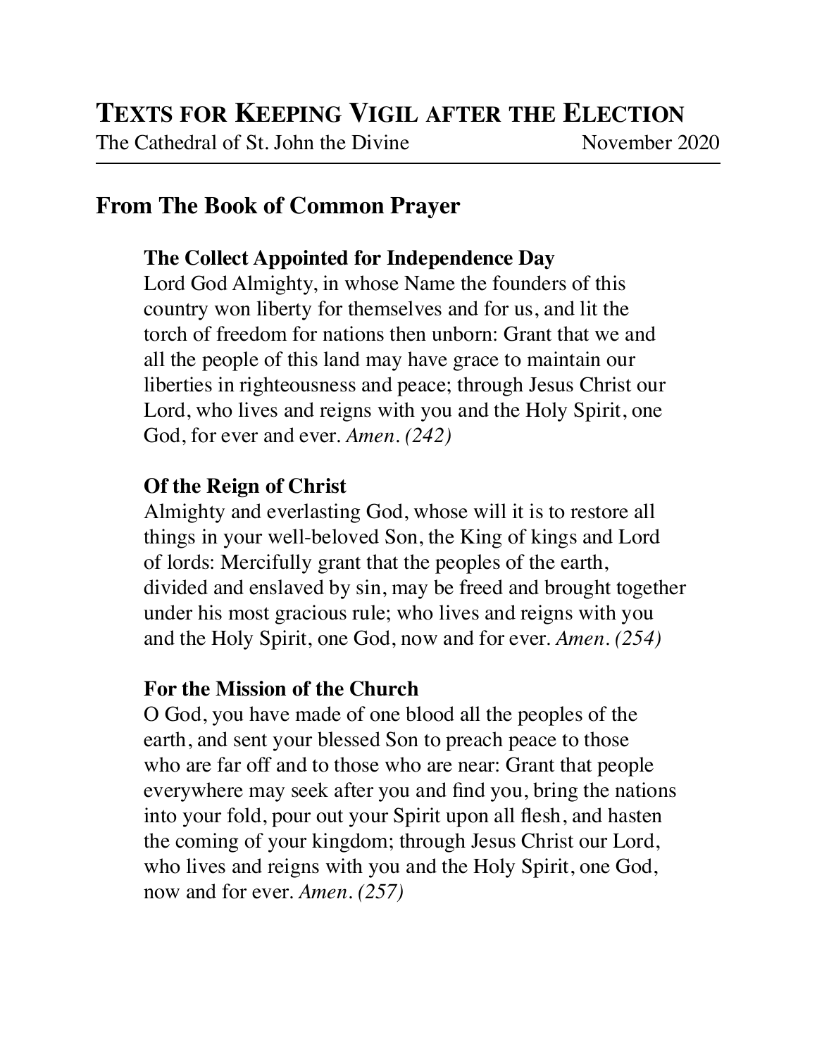# Texts for Keeping Vigil after the Election

The Cathedral of St. John the Divine  November 2020

## From The Book of Common Prayer

### The Collect Appointed for Independence Day

Lord God Almighty, in whose Name the founders of this country won liberty for themselves and for us, and lit the torch of freedom for nations then unborn: Grant that we and all the people of this land may have grace to maintain our liberties in righteousness and peace; through Jesus Christ our Lord, who lives and reigns with you and the Holy Spirit, one God, for ever and ever. *Amen. (242)*

### Of the Reign of Christ

Almighty and everlasting God, whose will it is to restore all things in your well-beloved Son, the King of kings and Lord of lords: Mercifully grant that the peoples of the earth, divided and enslaved by sin, may be freed and brought together under his most gracious rule; who lives and reigns with you and the Holy Spirit, one God, now and for ever. *Amen. (254)*

### For the Mission of the Church

O God, you have made of one blood all the peoples of the earth, and sent your blessed Son to preach peace to those who are far off and to those who are near: Grant that people everywhere may seek after you and find you, bring the nations into your fold, pour out your Spirit upon all flesh, and hasten the coming of your kingdom; through Jesus Christ our Lord, who lives and reigns with you and the Holy Spirit, one God, now and for ever. *Amen. (257)*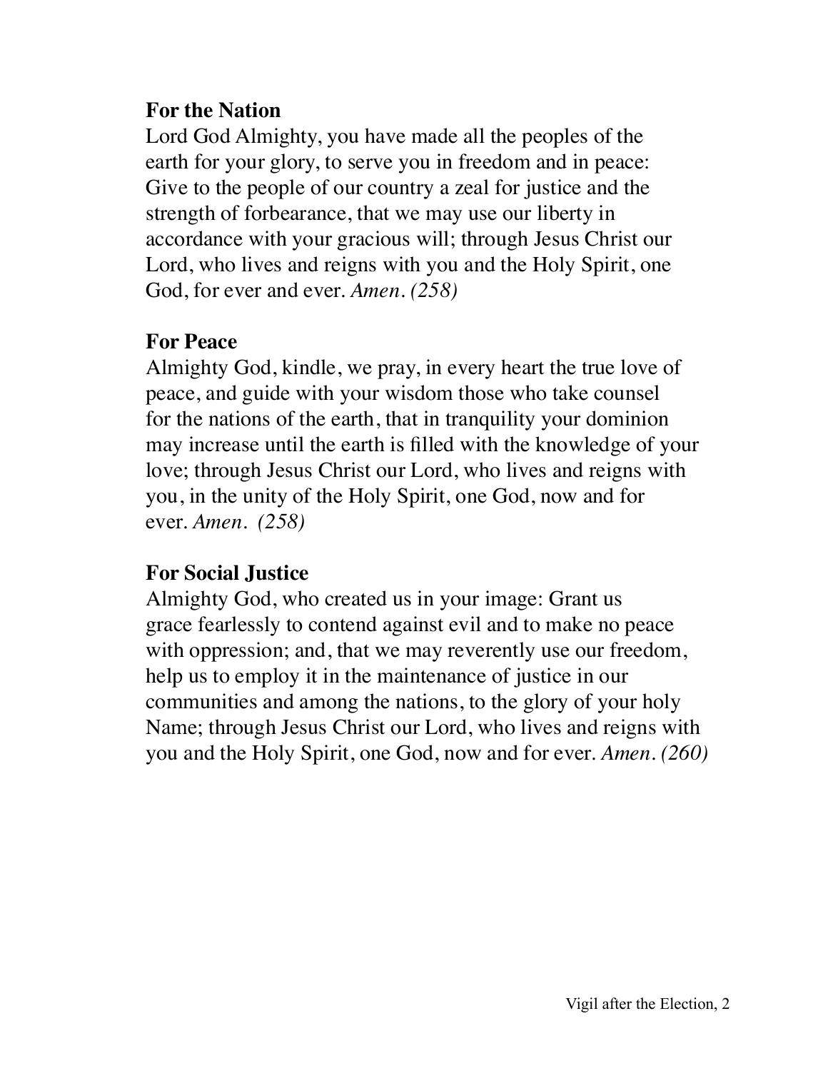**For the Nation**

Lord God Almighty, you have made all the peoples of the earth for your glory, to serve you in freedom and in peace: Give to the people of our country a zeal for justice and the strength of forbearance, that we may use our liberty in accordance with your gracious will; through Jesus Christ our Lord, who lives and reigns with you and the Holy Spirit, one God, for ever and ever. *Amen. (258)*

**For Peace**

Almighty God, kindle, we pray, in every heart the true love of peace, and guide with your wisdom those who take counsel for the nations of the earth, that in tranquility your dominion may increase until the earth is filled with the knowledge of your love; through Jesus Christ our Lord, who lives and reigns with you, in the unity of the Holy Spirit, one God, now and for ever. *Amen. (258)*

**For Social Justice**

Almighty God, who created us in your image: Grant us grace fearlessly to contend against evil and to make no peace with oppression; and, that we may reverently use our freedom, help us to employ it in the maintenance of justice in our communities and among the nations, to the glory of your holy Name; through Jesus Christ our Lord, who lives and reigns with you and the Holy Spirit, one God, now and for ever. *Amen. (260)*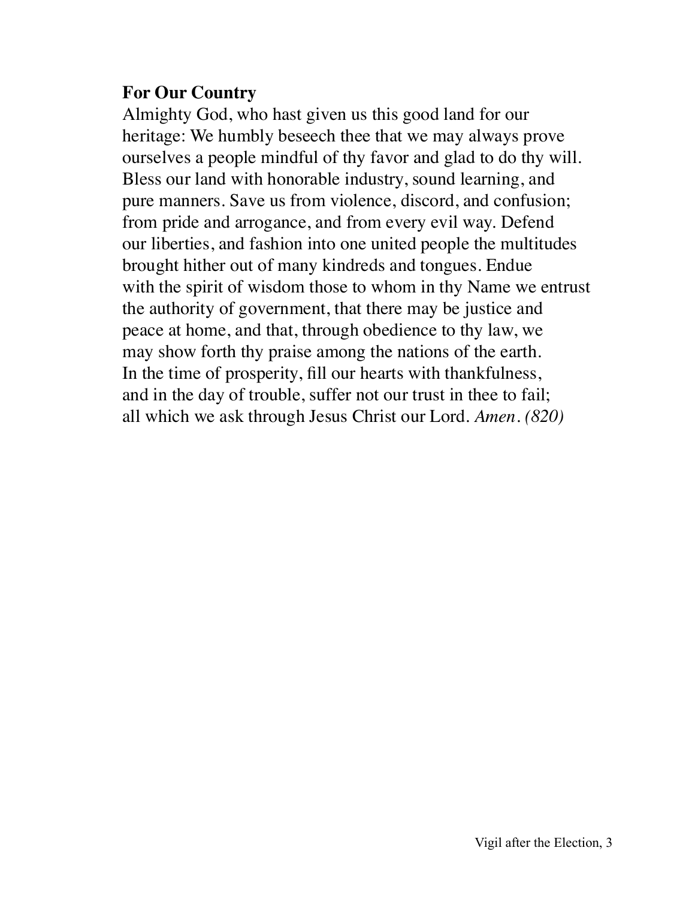**For Our Country**

Almighty God, who hast given us this good land for our heritage: We humbly beseech thee that we may always prove ourselves a people mindful of thy favor and glad to do thy will. Bless our land with honorable industry, sound learning, and pure manners. Save us from violence, discord, and confusion; from pride and arrogance, and from every evil way. Defend our liberties, and fashion into one united people the multitudes brought hither out of many kindreds and tongues. Endue with the spirit of wisdom those to whom in thy Name we entrust the authority of government, that there may be justice and peace at home, and that, through obedience to thy law, we may show forth thy praise among the nations of the earth. In the time of prosperity, fill our hearts with thankfulness, and in the day of trouble, suffer not our trust in thee to fail; all which we ask through Jesus Christ our Lord. *Amen. (820)*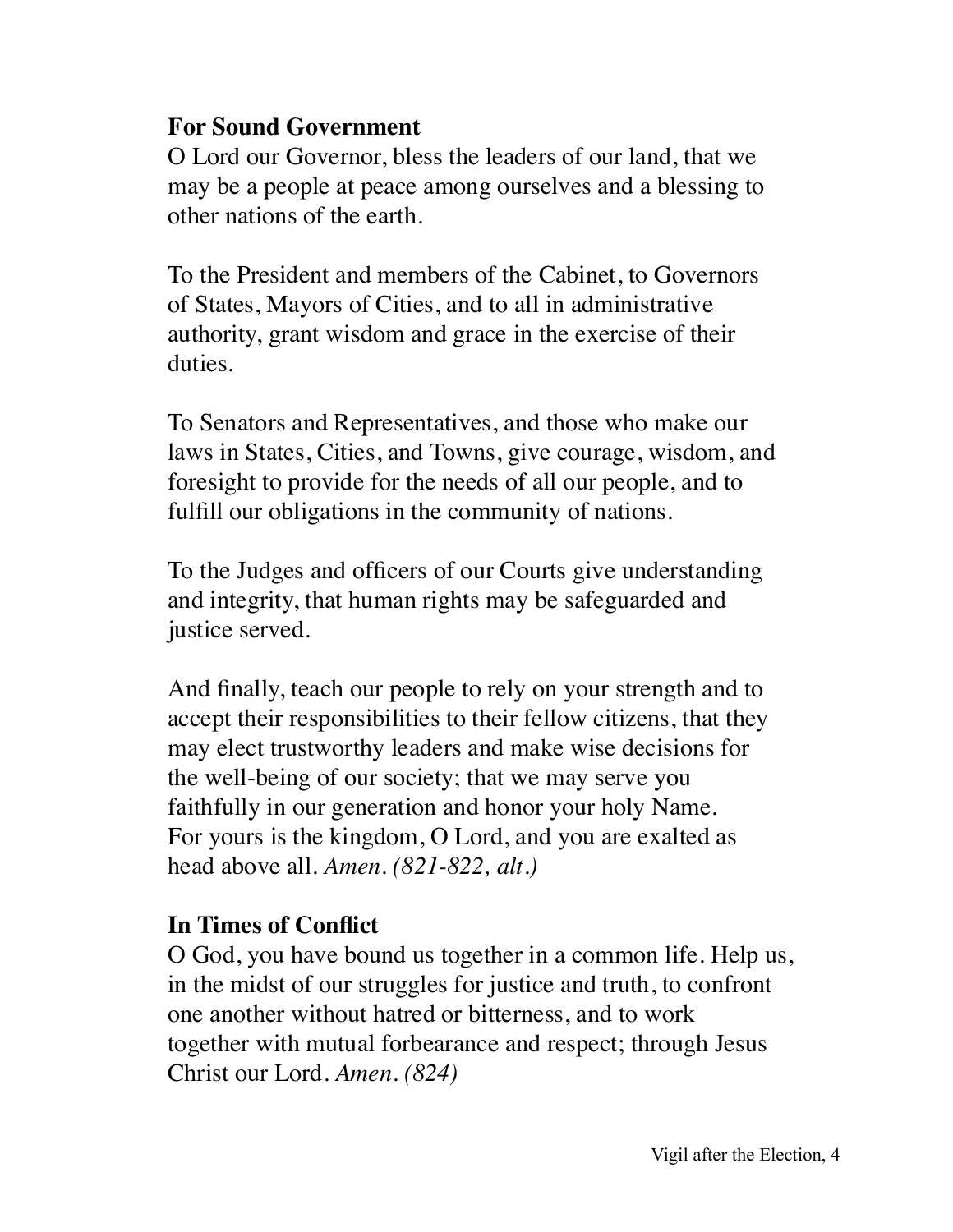**For Sound Government**

O Lord our Governor, bless the leaders of our land, that we may be a people at peace among ourselves and a blessing to other nations of the earth.

To the President and members of the Cabinet, to Governors of States, Mayors of Cities, and to all in administrative authority, grant wisdom and grace in the exercise of their duties.

To Senators and Representatives, and those who make our laws in States, Cities, and Towns, give courage, wisdom, and foresight to provide for the needs of all our people, and to fulfill our obligations in the community of nations.

To the Judges and officers of our Courts give understanding and integrity, that human rights may be safeguarded and justice served.

And finally, teach our people to rely on your strength and to accept their responsibilities to their fellow citizens, that they may elect trustworthy leaders and make wise decisions for the well-being of our society; that we may serve you faithfully in our generation and honor your holy Name. For yours is the kingdom, O Lord, and you are exalted as head above all. *Amen. (821-822, alt.)*

**In Times of Conflict**

O God, you have bound us together in a common life. Help us, in the midst of our struggles for justice and truth, to confront one another without hatred or bitterness, and to work together with mutual forbearance and respect; through Jesus Christ our Lord. *Amen. (824)*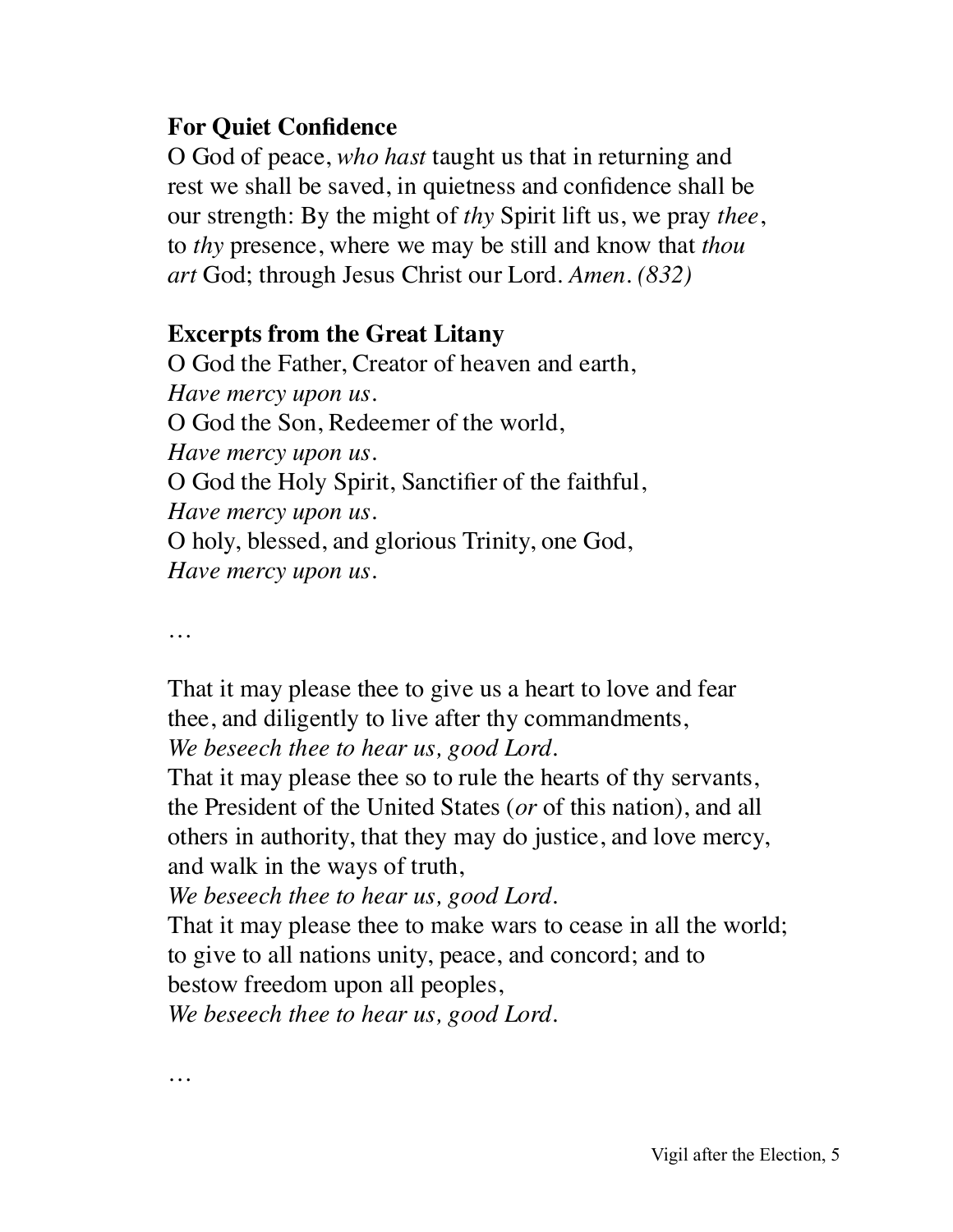**For Quiet Confidence**

O God of peace, *who hast* taught us that in returning and rest we shall be saved, in quietness and confidence shall be our strength: By the might of *thy* Spirit lift us, we pray *thee*, to *thy* presence, where we may be still and know that *thou art* God; through Jesus Christ our Lord. *Amen. (832)*

**Excerpts from the Great Litany**

O God the Father, Creator of heaven and earth,
*Have mercy upon us.*
O God the Son, Redeemer of the world,
*Have mercy upon us.*
O God the Holy Spirit, Sanctifier of the faithful,
*Have mercy upon us.*
O holy, blessed, and glorious Trinity, one God,
*Have mercy upon us.*

…

That it may please thee to give us a heart to love and fear thee, and diligently to live after thy commandments,
*We beseech thee to hear us, good Lord.*
That it may please thee so to rule the hearts of thy servants, the President of the United States (*or* of this nation), and all others in authority, that they may do justice, and love mercy, and walk in the ways of truth,
*We beseech thee to hear us, good Lord.*
That it may please thee to make wars to cease in all the world; to give to all nations unity, peace, and concord; and to bestow freedom upon all peoples,
*We beseech thee to hear us, good Lord.*

…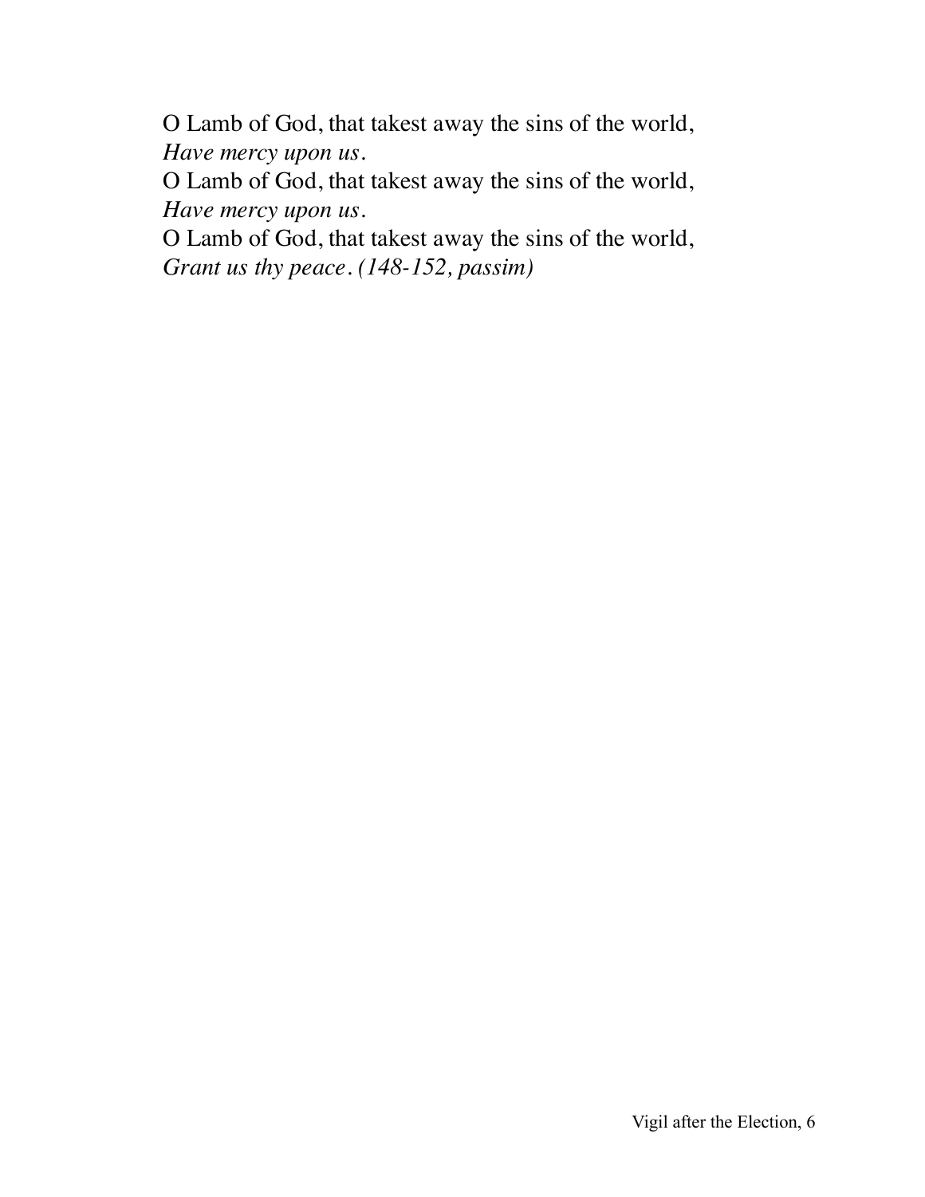O Lamb of God, that takest away the sins of the world,
*Have mercy upon us.*
O Lamb of God, that takest away the sins of the world,
*Have mercy upon us.*
O Lamb of God, that takest away the sins of the world,
*Grant us thy peace. (148-152, passim)*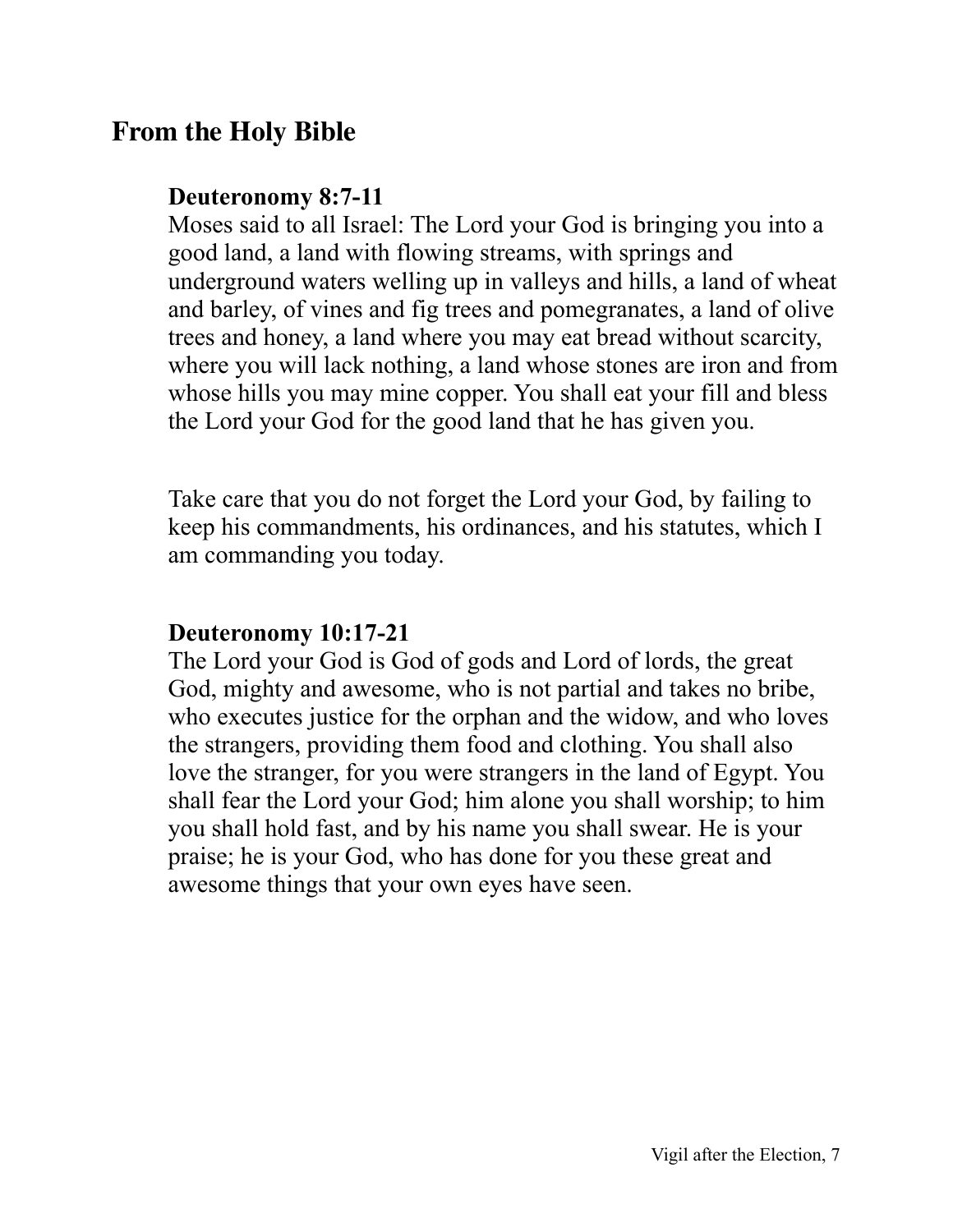## From the Holy Bible

### Deuteronomy 8:7-11

Moses said to all Israel: The Lord your God is bringing you into a good land, a land with flowing streams, with springs and underground waters welling up in valleys and hills, a land of wheat and barley, of vines and fig trees and pomegranates, a land of olive trees and honey, a land where you may eat bread without scarcity, where you will lack nothing, a land whose stones are iron and from whose hills you may mine copper. You shall eat your fill and bless the Lord your God for the good land that he has given you.

Take care that you do not forget the Lord your God, by failing to keep his commandments, his ordinances, and his statutes, which I am commanding you today.

### Deuteronomy 10:17-21

The Lord your God is God of gods and Lord of lords, the great God, mighty and awesome, who is not partial and takes no bribe, who executes justice for the orphan and the widow, and who loves the strangers, providing them food and clothing. You shall also love the stranger, for you were strangers in the land of Egypt. You shall fear the Lord your God; him alone you shall worship; to him you shall hold fast, and by his name you shall swear. He is your praise; he is your God, who has done for you these great and awesome things that your own eyes have seen.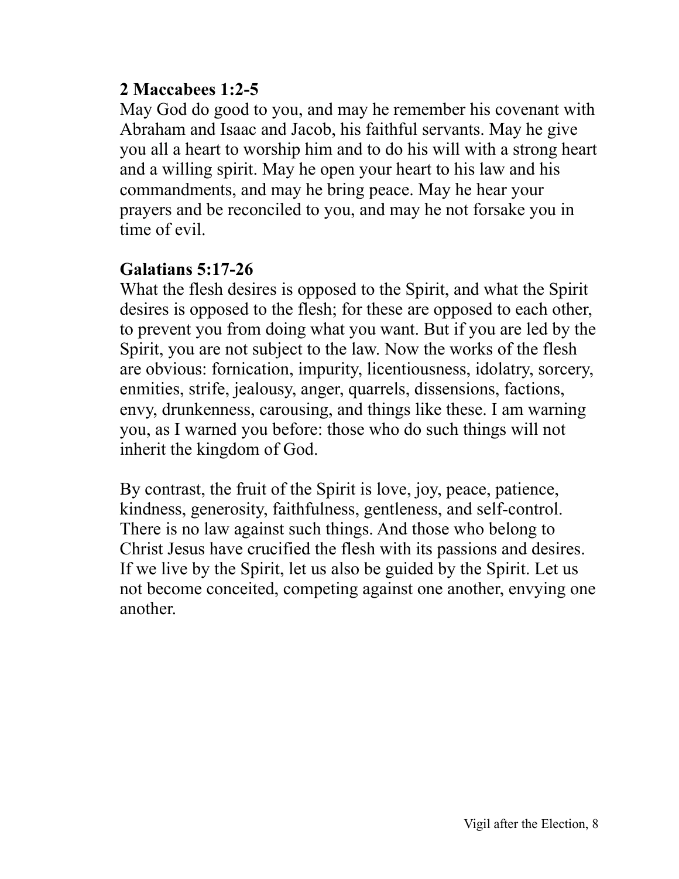**2 Maccabees 1:2-5**

May God do good to you, and may he remember his covenant with Abraham and Isaac and Jacob, his faithful servants. May he give you all a heart to worship him and to do his will with a strong heart and a willing spirit. May he open your heart to his law and his commandments, and may he bring peace. May he hear your prayers and be reconciled to you, and may he not forsake you in time of evil.

**Galatians 5:17-26**

What the flesh desires is opposed to the Spirit, and what the Spirit desires is opposed to the flesh; for these are opposed to each other, to prevent you from doing what you want. But if you are led by the Spirit, you are not subject to the law. Now the works of the flesh are obvious: fornication, impurity, licentiousness, idolatry, sorcery, enmities, strife, jealousy, anger, quarrels, dissensions, factions, envy, drunkenness, carousing, and things like these. I am warning you, as I warned you before: those who do such things will not inherit the kingdom of God.

By contrast, the fruit of the Spirit is love, joy, peace, patience, kindness, generosity, faithfulness, gentleness, and self-control. There is no law against such things. And those who belong to Christ Jesus have crucified the flesh with its passions and desires. If we live by the Spirit, let us also be guided by the Spirit. Let us not become conceited, competing against one another, envying one another.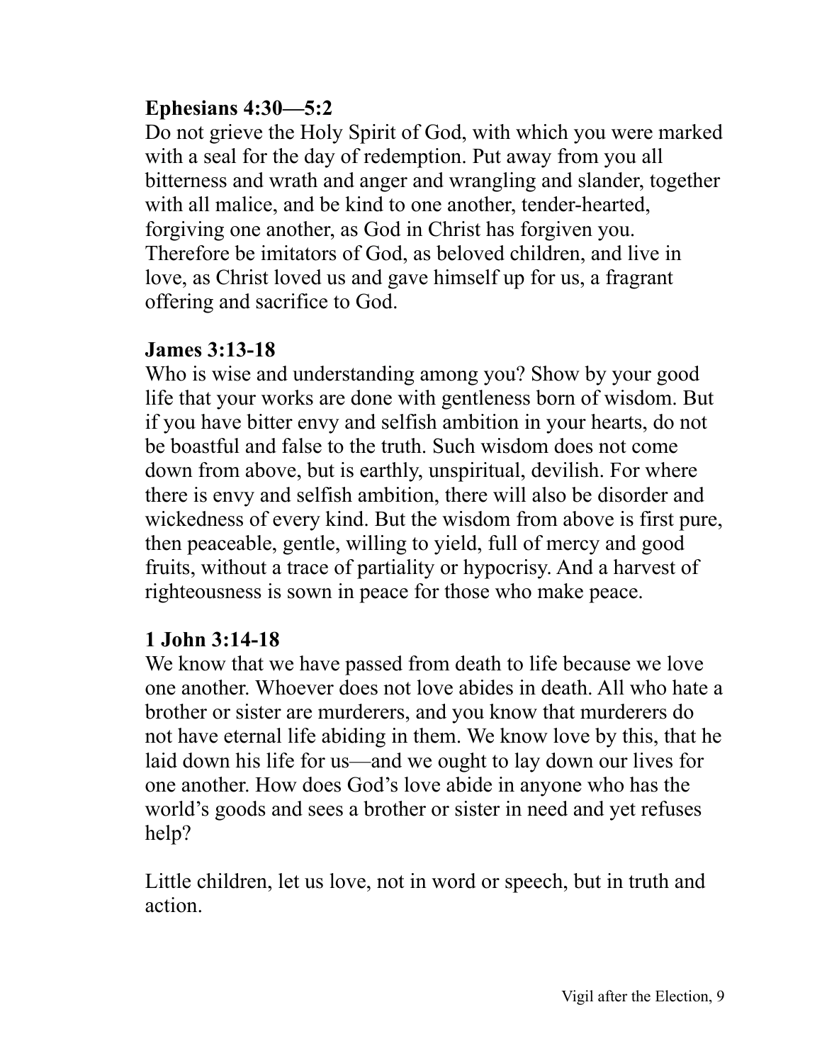**Ephesians 4:30—5:2**
Do not grieve the Holy Spirit of God, with which you were marked with a seal for the day of redemption. Put away from you all bitterness and wrath and anger and wrangling and slander, together with all malice, and be kind to one another, tender-hearted, forgiving one another, as God in Christ has forgiven you. Therefore be imitators of God, as beloved children, and live in love, as Christ loved us and gave himself up for us, a fragrant offering and sacrifice to God.

**James 3:13-18**
Who is wise and understanding among you? Show by your good life that your works are done with gentleness born of wisdom. But if you have bitter envy and selfish ambition in your hearts, do not be boastful and false to the truth. Such wisdom does not come down from above, but is earthly, unspiritual, devilish. For where there is envy and selfish ambition, there will also be disorder and wickedness of every kind. But the wisdom from above is first pure, then peaceable, gentle, willing to yield, full of mercy and good fruits, without a trace of partiality or hypocrisy. And a harvest of righteousness is sown in peace for those who make peace.

**1 John 3:14-18**
We know that we have passed from death to life because we love one another. Whoever does not love abides in death. All who hate a brother or sister are murderers, and you know that murderers do not have eternal life abiding in them. We know love by this, that he laid down his life for us—and we ought to lay down our lives for one another. How does God's love abide in anyone who has the world's goods and sees a brother or sister in need and yet refuses help?

Little children, let us love, not in word or speech, but in truth and action.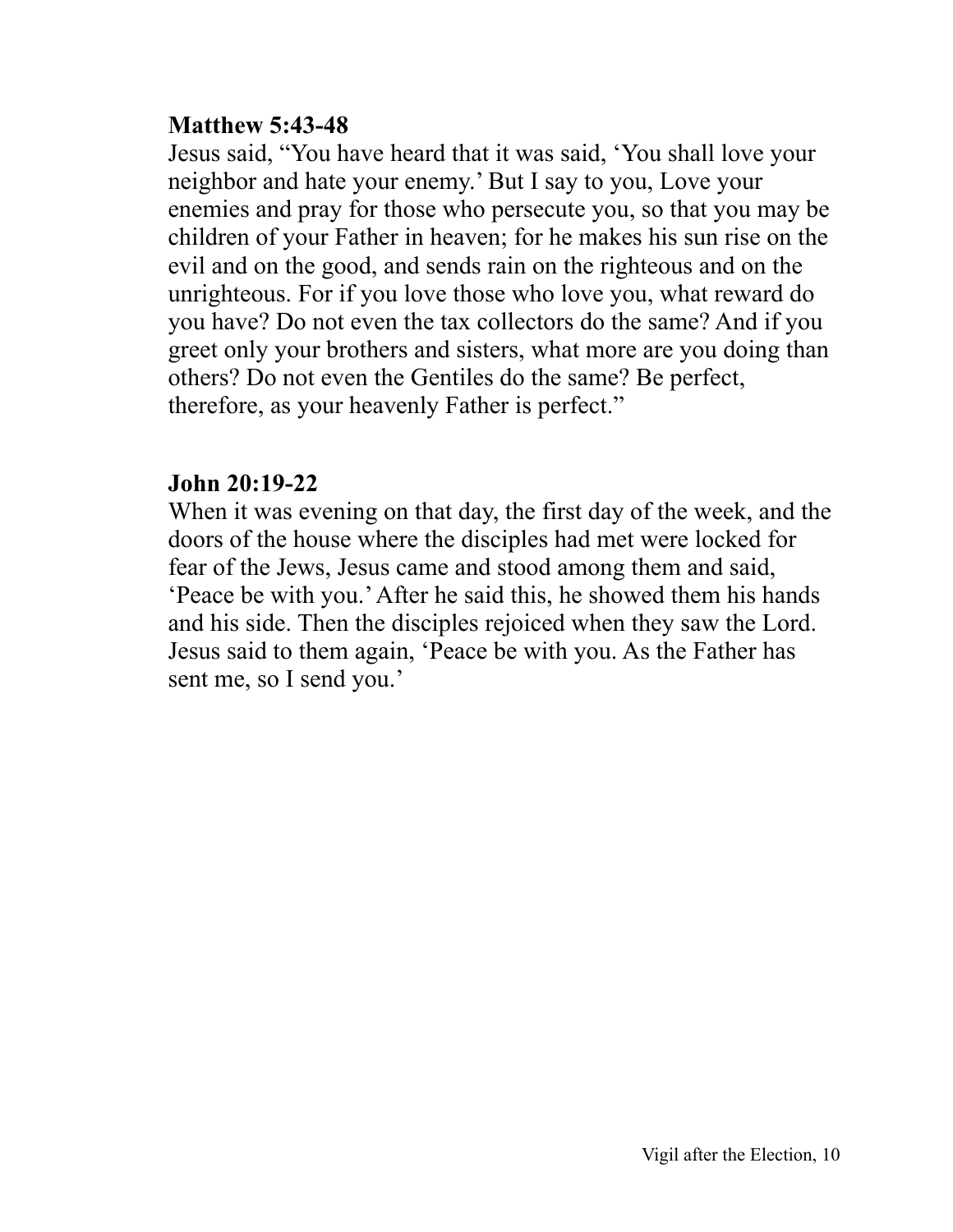**Matthew 5:43-48**
Jesus said, "You have heard that it was said, 'You shall love your neighbor and hate your enemy.' But I say to you, Love your enemies and pray for those who persecute you, so that you may be children of your Father in heaven; for he makes his sun rise on the evil and on the good, and sends rain on the righteous and on the unrighteous. For if you love those who love you, what reward do you have? Do not even the tax collectors do the same? And if you greet only your brothers and sisters, what more are you doing than others? Do not even the Gentiles do the same? Be perfect, therefore, as your heavenly Father is perfect."

**John 20:19-22**
When it was evening on that day, the first day of the week, and the doors of the house where the disciples had met were locked for fear of the Jews, Jesus came and stood among them and said, 'Peace be with you.' After he said this, he showed them his hands and his side. Then the disciples rejoiced when they saw the Lord. Jesus said to them again, 'Peace be with you. As the Father has sent me, so I send you.'